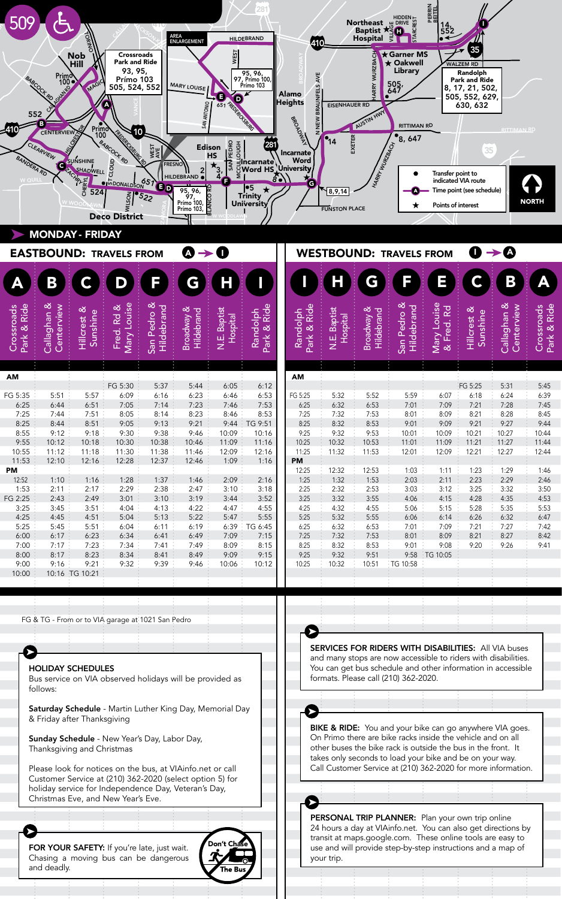# 509

## MONDAY - FRIDAY

### EASTBOUND: TRAVELS FROM A → I

| A Crossroads Park & Ride | B Callaghan & Centerview | C Hillcrest & Sunshine | D Fred. Rd & Mary Louise | F San Pedro & Hildebrand | G Broadway & Hildebrand | H N.E. Baptist Hospital | I Randolph Park & Ride |
|---|---|---|---|---|---|---|---|
| **AM** | | | | | | | |
| | | | FG 5:30 | 5:37 | 5:44 | 6:05 | 6:12 |
| FG 5:35 | 5:51 | 5:57 | 6:09 | 6:16 | 6:23 | 6:46 | 6:53 |
| 6:25 | 6:44 | 6:51 | 7:05 | 7:14 | 7:23 | 7:46 | 7:53 |
| 7:25 | 7:44 | 7:51 | 8:05 | 8:14 | 8:23 | 8:46 | 8:53 |
| 8:25 | 8:44 | 8:51 | 9:05 | 9:13 | 9:21 | 9:44 | TG 9:51 |
| 8:55 | 9:12 | 9:18 | 9:30 | 9:38 | 9:46 | 10:09 | 10:16 |
| 9:55 | 10:12 | 10:18 | 10:30 | 10:38 | 10:46 | 11:09 | 11:16 |
| 10:55 | 11:12 | 11:18 | 11:30 | 11:38 | 11:46 | 12:09 | 12:16 |
| 11:53 | 12:10 | 12:16 | 12:28 | 12:37 | 12:46 | 1:09 | 1:16 |
| **PM** | | | | | | | |
| 12:52 | 1:10 | 1:16 | 1:28 | 1:37 | 1:46 | 2:09 | 2:16 |
| 1:53 | 2:11 | 2:17 | 2:29 | 2:38 | 2:47 | 3:10 | 3:18 |
| FG 2:25 | 2:43 | 2:49 | 3:01 | 3:10 | 3:19 | 3:44 | 3:52 |
| 3:25 | 3:45 | 3:51 | 4:04 | 4:13 | 4:22 | 4:47 | 4:55 |
| 4:25 | 4:45 | 4:51 | 5:04 | 5:13 | 5:22 | 5:47 | 5:55 |
| 5:25 | 5:45 | 5:51 | 6:04 | 6:11 | 6:19 | 6:39 | TG 6:45 |
| 6:00 | 6:17 | 6:23 | 6:34 | 6:41 | 6:49 | 7:09 | 7:15 |
| 7:00 | 7:17 | 7:23 | 7:34 | 7:41 | 7:49 | 8:09 | 8:15 |
| 8:00 | 8:17 | 8:23 | 8:34 | 8:41 | 8:49 | 9:09 | 9:15 |
| 9:00 | 9:16 | 9:21 | 9:32 | 9:39 | 9:46 | 10:06 | 10:12 |
| 10:00 | 10:16 | TG 10:21 | | | | | |

### WESTBOUND: TRAVELS FROM I → A

| I Randolph Park & Ride | H N.E. Baptist Hospital | G Broadway & Hildebrand | F San Pedro & Hildebrand | E Mary Louise & Fred. Rd | C Hillcrest & Sunshine | B Callaghan & Centerview | A Crossroads Park & Ride |
|---|---|---|---|---|---|---|---|
| **AM** | | | | | | | |
| | | | | | FG 5:25 | 5:31 | 5:45 |
| FG 5:25 | 5:32 | 5:52 | 5:59 | 6:07 | 6:18 | 6:24 | 6:39 |
| 6:25 | 6:32 | 6:53 | 7:01 | 7:09 | 7:21 | 7:28 | 7:45 |
| 7:25 | 7:32 | 7:53 | 8:01 | 8:09 | 8:21 | 8:28 | 8:45 |
| 8:25 | 8:32 | 8:53 | 9:01 | 9:09 | 9:21 | 9:27 | 9:44 |
| 9:25 | 9:32 | 9:53 | 10:01 | 10:09 | 10:21 | 10:27 | 10:44 |
| 10:25 | 10:32 | 10:53 | 11:01 | 11:09 | 11:21 | 11:27 | 11:44 |
| 11:25 | 11:32 | 11:53 | 12:01 | 12:09 | 12:21 | 12:27 | 12:44 |
| **PM** | | | | | | | |
| 12:25 | 12:32 | 12:53 | 1:03 | 1:11 | 1:23 | 1:29 | 1:46 |
| 1:25 | 1:32 | 1:53 | 2:03 | 2:11 | 2:23 | 2:29 | 2:46 |
| 2:25 | 2:32 | 2:53 | 3:03 | 3:12 | 3:25 | 3:32 | 3:50 |
| 3:25 | 3:32 | 3:55 | 4:06 | 4:15 | 4:28 | 4:35 | 4:53 |
| 4:25 | 4:32 | 4:55 | 5:06 | 5:15 | 5:28 | 5:35 | 5:53 |
| 5:25 | 5:32 | 5:55 | 6:06 | 6:14 | 6:26 | 6:32 | 6:47 |
| 6:25 | 6:32 | 6:53 | 7:01 | 7:09 | 7:21 | 7:27 | 7:42 |
| 7:25 | 7:32 | 7:53 | 8:01 | 8:09 | 8:21 | 8:27 | 8:42 |
| 8:25 | 8:32 | 8:53 | 9:01 | 9:08 | 9:20 | 9:26 | 9:41 |
| 9:25 | 9:32 | 9:51 | 9:58 | TG 10:05 | | | |
| 10:25 | 10:32 | 10:51 | TG 10:58 | | | | |

FG & TG - From or to VIA garage at 1021 San Pedro

**HOLIDAY SCHEDULES**

Bus service on VIA observed holidays will be provided as follows:

**Saturday Schedule** - Martin Luther King Day, Memorial Day & Friday after Thanksgiving

**Sunday Schedule** - New Year's Day, Labor Day, Thanksgiving and Christmas

Please look for notices on the bus, at VIAinfo.net or call Customer Service at (210) 362-2020 (select option 5) for holiday service for Independence Day, Veteran's Day, Christmas Eve, and New Year's Eve.

**FOR YOUR SAFETY:** If you're late, just wait. Chasing a moving bus can be dangerous and deadly.

Don't Chase The Bus

**SERVICES FOR RIDERS WITH DISABILITIES:** All VIA buses and many stops are now accessible to riders with disabilities. You can get bus schedule and other information in accessible formats. Please call (210) 362-2020.

**BIKE & RIDE:** You and your bike can go anywhere VIA goes. On Primo there are bike racks inside the vehicle and on all other buses the bike rack is outside the bus in the front. It takes only seconds to load your bike and be on your way. Call Customer Service at (210) 362-2020 for more information.

**PERSONAL TRIP PLANNER:** Plan your own trip online 24 hours a day at VIAinfo.net. You can also get directions by transit at maps.google.com. These online tools are easy to use and will provide step-by-step instructions and a map of your trip.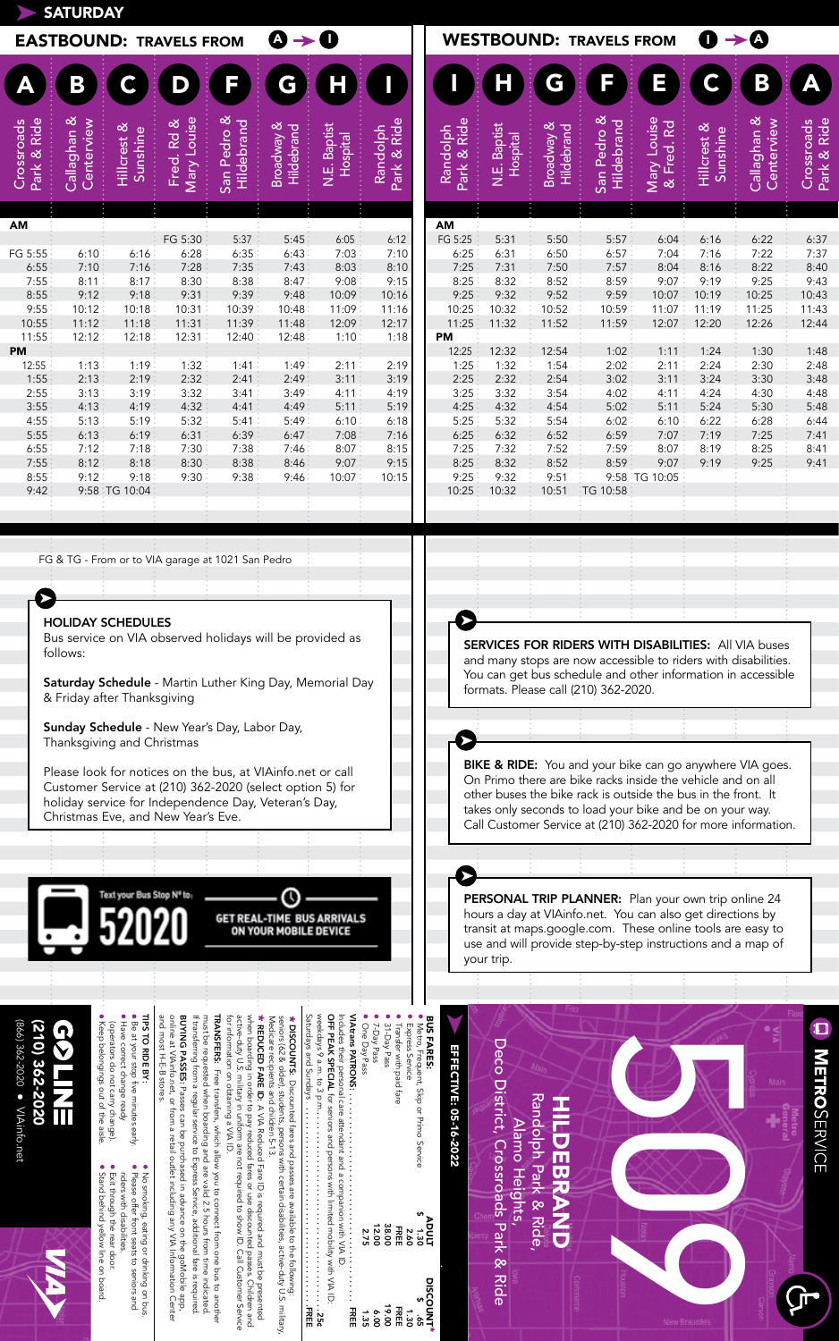# SATURDAY

## EASTBOUND: TRAVELS FROM A → I

| A Crossroads Park & Ride | B Callaghan & Centerview | C Hillcrest & Sunshine | D Fred. Rd & Mary Louise | F San Pedro & Hildebrand | G Broadway & Hildebrand | H N.E. Baptist Hospital | I Randolph Park & Ride |
|---|---|---|---|---|---|---|---|
| **AM** | | | | | | | |
| | | | FG 5:30 | 5:37 | 5:45 | 6:05 | 6:12 |
| FG 5:55 | 6:10 | 6:16 | 6:28 | 6:35 | 6:43 | 7:03 | 7:10 |
| 6:55 | 7:10 | 7:16 | 7:28 | 7:35 | 7:43 | 8:03 | 8:10 |
| 7:55 | 8:11 | 8:17 | 8:30 | 8:38 | 8:47 | 9:08 | 9:15 |
| 8:55 | 9:12 | 9:18 | 9:31 | 9:39 | 9:48 | 10:09 | 10:16 |
| 9:55 | 10:12 | 10:18 | 10:31 | 10:39 | 10:48 | 11:09 | 11:16 |
| 10:55 | 11:12 | 11:18 | 11:31 | 11:39 | 11:48 | 12:09 | 12:17 |
| 11:55 | 12:12 | 12:18 | 12:31 | 12:40 | 12:48 | 1:10 | 1:18 |
| **PM** | | | | | | | |
| 12:55 | 1:13 | 1:19 | 1:32 | 1:41 | 1:49 | 2:11 | 2:19 |
| 1:55 | 2:13 | 2:19 | 2:32 | 2:41 | 2:49 | 3:11 | 3:19 |
| 2:55 | 3:13 | 3:19 | 3:32 | 3:41 | 3:49 | 4:11 | 4:19 |
| 3:55 | 4:13 | 4:19 | 4:32 | 4:41 | 4:49 | 5:11 | 5:19 |
| 4:55 | 5:13 | 5:19 | 5:32 | 5:41 | 5:49 | 6:10 | 6:18 |
| 5:55 | 6:13 | 6:19 | 6:31 | 6:39 | 6:47 | 7:08 | 7:16 |
| 6:55 | 7:12 | 7:18 | 7:30 | 7:38 | 7:46 | 8:07 | 8:15 |
| 7:55 | 8:12 | 8:18 | 8:30 | 8:38 | 8:46 | 9:07 | 9:15 |
| 8:55 | 9:12 | 9:18 | 9:30 | 9:38 | 9:46 | 10:07 | 10:15 |
| 9:42 | 9:58 | TG 10:04 | | | | | |

## WESTBOUND: TRAVELS FROM I → A

| I Randolph Park & Ride | H N.E. Baptist Hospital | G Broadway & Hildebrand | F San Pedro & Hildebrand | E Mary Louise & Fred. Rd | C Hillcrest & Sunshine | B Callaghan & Centerview | A Crossroads Park & Ride |
|---|---|---|---|---|---|---|---|
| **AM** | | | | | | | |
| FG 5:25 | 5:31 | 5:50 | 5:57 | 6:04 | 6:16 | 6:22 | 6:37 |
| 6:25 | 6:31 | 6:50 | 6:57 | 7:04 | 7:16 | 7:22 | 7:37 |
| 7:25 | 7:31 | 7:50 | 7:57 | 8:04 | 8:16 | 8:22 | 8:40 |
| 8:25 | 8:32 | 8:52 | 8:59 | 9:07 | 9:19 | 9:25 | 9:43 |
| 9:25 | 9:32 | 9:52 | 9:59 | 10:07 | 10:19 | 10:25 | 10:43 |
| 10:25 | 10:32 | 10:52 | 10:59 | 11:07 | 11:19 | 11:25 | 11:43 |
| 11:25 | 11:32 | 11:52 | 11:59 | 12:07 | 12:20 | 12:26 | 12:44 |
| **PM** | | | | | | | |
| 12:25 | 12:32 | 12:54 | 1:02 | 1:11 | 1:24 | 1:30 | 1:48 |
| 1:25 | 1:32 | 1:54 | 2:02 | 2:11 | 2:24 | 2:30 | 2:48 |
| 2:25 | 2:32 | 2:54 | 3:02 | 3:11 | 3:24 | 3:30 | 3:48 |
| 3:25 | 3:32 | 3:54 | 4:02 | 4:11 | 4:24 | 4:30 | 4:48 |
| 4:25 | 4:32 | 4:54 | 5:02 | 5:11 | 5:24 | 5:30 | 5:48 |
| 5:25 | 5:32 | 5:54 | 6:02 | 6:10 | 6:22 | 6:28 | 6:44 |
| 6:25 | 6:32 | 6:52 | 6:59 | 7:07 | 7:19 | 7:25 | 7:41 |
| 7:25 | 7:32 | 7:52 | 7:59 | 8:07 | 8:19 | 8:25 | 8:41 |
| 8:25 | 8:32 | 8:52 | 8:59 | 9:07 | 9:19 | 9:25 | 9:41 |
| 9:25 | 9:32 | 9:51 | 9:58 | TG 10:05 | | | |
| 10:25 | 10:32 | 10:51 | TG 10:58 | | | | |

FG & TG - From or to VIA garage at 1021 San Pedro

### HOLIDAY SCHEDULES

Bus service on VIA observed holidays will be provided as follows:

**Saturday Schedule** - Martin Luther King Day, Memorial Day & Friday after Thanksgiving

**Sunday Schedule** - New Year's Day, Labor Day, Thanksgiving and Christmas

Please look for notices on the bus, at VIAinfo.net or call Customer Service at (210) 362-2020 (select option 5) for holiday service for Independence Day, Veteran's Day, Christmas Eve, and New Year's Eve.

Text your Bus Stop N° to: **52020** GET REAL-TIME BUS ARRIVALS ON YOUR MOBILE DEVICE

**SERVICES FOR RIDERS WITH DISABILITIES:** All VIA buses and many stops are now accessible to riders with disabilities. You can get bus schedule and other information in accessible formats. Please call (210) 362-2020.

**BIKE & RIDE:** You and your bike can go anywhere VIA goes. On Primo there are bike racks inside the vehicle and on all other buses the bike rack is outside the bus in the front. It takes only seconds to load your bike and be on your way. Call Customer Service at (210) 362-2020 for more information.

**PERSONAL TRIP PLANNER:** Plan your own trip online 24 hours a day at VIAinfo.net. You can also get directions by transit at maps.google.com. These online tools are easy to use and will provide step-by-step instructions and a map of your trip.

# METROSERVICE 509 HILDEBRAND

Randolph Park & Ride, Alamo Heights, Deco District, Crossroads Park & Ride

**EFFECTIVE: 05-16-2022**

### BUS FARES:

| | ADULT | DISCOUNT* |
|---|---|---|
| Metro, Frequent, Skip or Primo Service | $ 1.30 | $ .65 |
| Express Service | 2.60 | 1.30 |
| Transfer with paid fare | FREE | FREE |
| 31-Day Pass | 38.00 | 19.00 |
| 7-Day Pass | 12.00 | 6.00 |
| One Day Pass | 2.75 | 1.35 |

**VIAtrans PATRONS:** ........................ FREE
Includes their personal care attendant and a companion with VIA ID.

**OFF PEAK SPECIAL** for seniors and persons with limited mobility with VIA ID:
weekdays 9 a.m. to 3 p.m. ........................ 25¢
Saturdays and Sundays ........................ FREE

★ **DISCOUNTS:** Discounted fares and passes are available to the following: seniors (62 & older), students, persons with certain disabilities, active-duty U.S. military, Medicare recipients and children 5-13.

★ **REDUCED FARE ID:** A VIA Reduced Fare ID is required and must be presented when boarding to receive discounted fares or when purchasing passes. Children and active-duty U.S. military in uniform are not required to show ID. Call Customer Service for information on obtaining a VIA ID.

**TRANSFERS:** Free transfers, which allow you to connect from one bus to another must be requested when boarding and are valid 2.5 hours from time indicated. If transferring from a regular service to Express Service, additional fare is required.

**BUYING PASSES:** Passes can be purchased in advance on the goMobile app, online at VIAinfo.net, or from a retail outlet including any VIA Information Center and most H-E-B stores.

### TIPS TO RIDE BY:

- Be at your stop five minutes early.
- Have correct change ready (operators do not carry change).
- Keep belongings out of the aisle.
- No smoking, eating or drinking on bus.
- Please offer front seats to seniors and riders with disabilities.
- Exit through the rear door.
- Stand behind yellow line on board.

GOLINE (210) 362-2020
(866) 362-2020 • VIAinfo.net